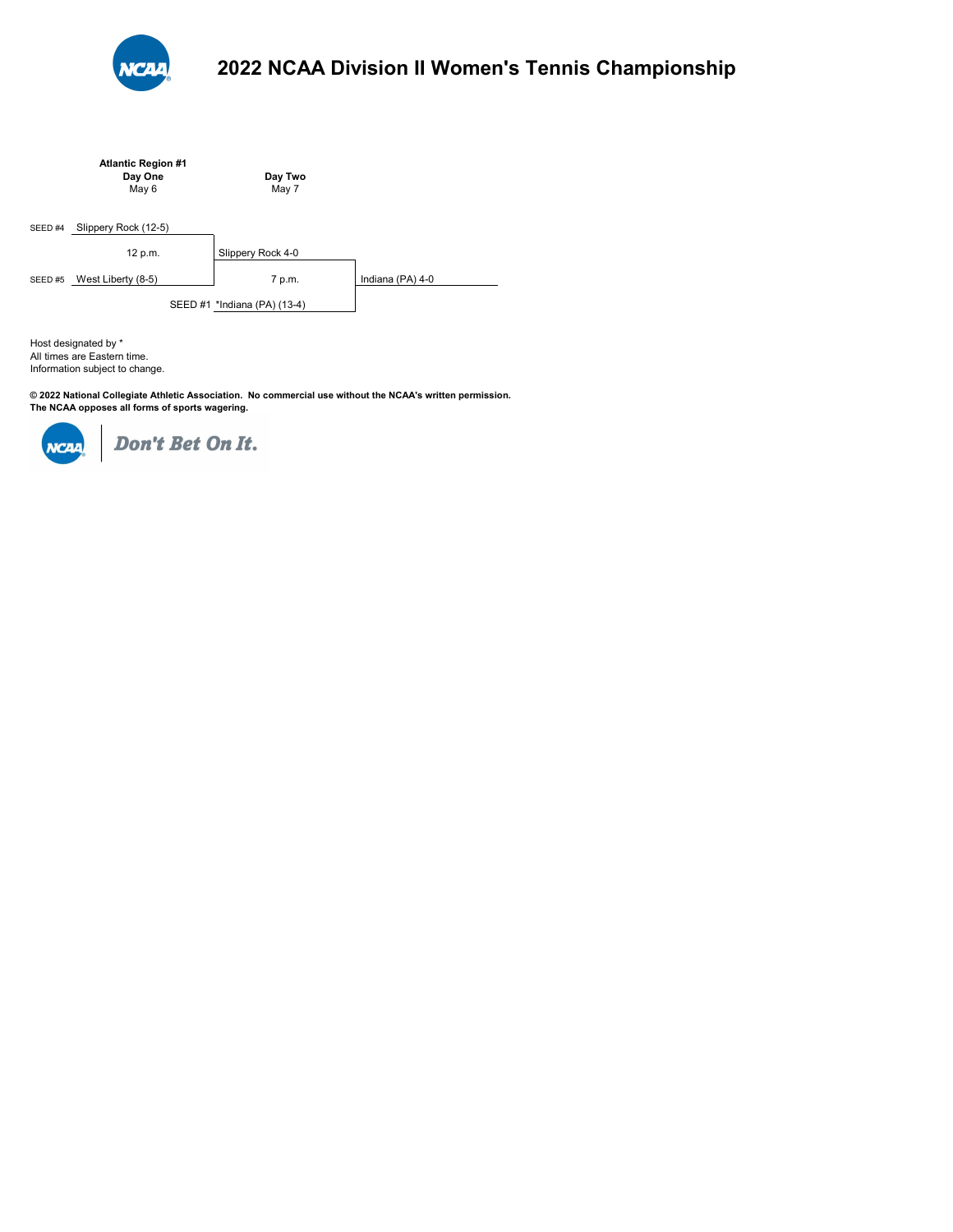# 2022 NCAA Division II Women's Tennis Championship

**Atlantic Region #1**

| Seed | Day One<br>May 6 | Day Two<br>May 7 | Winner |
|---|---|---|---|
| SEED #4 | Slippery Rock (12-5) | | |
| | 12 p.m. | Slippery Rock 4-0 | |
| SEED #5 | West Liberty (8-5) | 7 p.m. | Indiana (PA) 4-0 |
| SEED #1 | | *Indiana (PA) (13-4) | |

Host designated by *
All times are Eastern time.
Information subject to change.

**© 2022 National Collegiate Athletic Association. No commercial use without the NCAA's written permission.**
**The NCAA opposes all forms of sports wagering.**

NCAA | *Don't Bet On It.*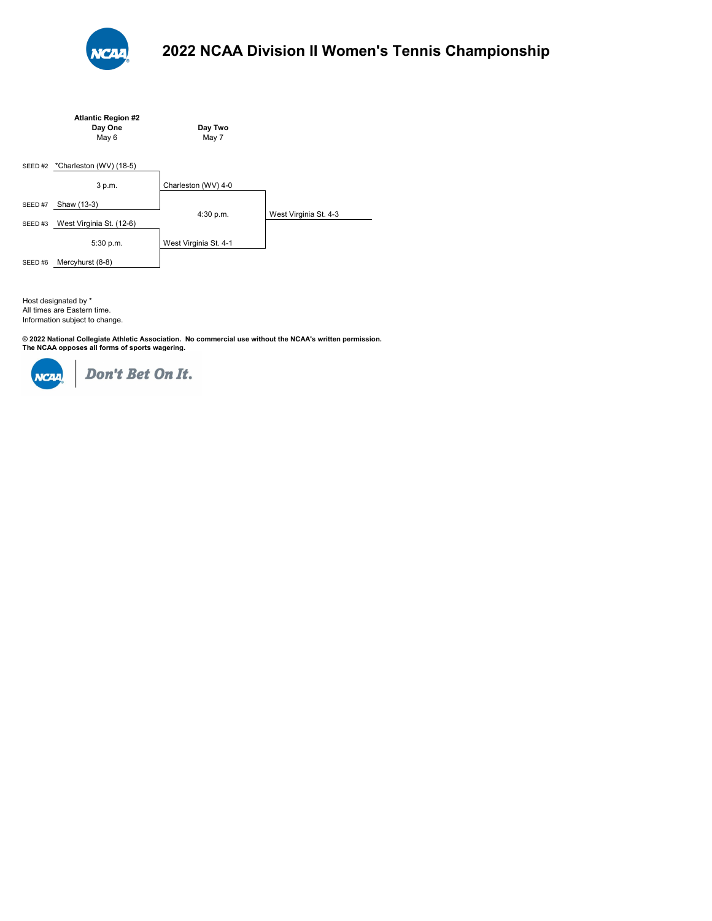# 2022 NCAA Division II Women's Tennis Championship

**Atlantic Region #2**

| | Day One<br>May 6 | Day Two<br>May 7 | |
|---|---|---|---|
| SEED #2 | *Charleston (WV) (18-5) | | |
| | 3 p.m. | Charleston (WV) 4-0 | |
| SEED #7 | Shaw (13-3) | | |
| | | 4:30 p.m. | West Virginia St. 4-3 |
| SEED #3 | West Virginia St. (12-6) | | |
| | 5:30 p.m. | West Virginia St. 4-1 | |
| SEED #6 | Mercyhurst (8-8) | | |

Host designated by *
All times are Eastern time.
Information subject to change.

**© 2022 National Collegiate Athletic Association. No commercial use without the NCAA's written permission.**
**The NCAA opposes all forms of sports wagering.**

Don't Bet On It.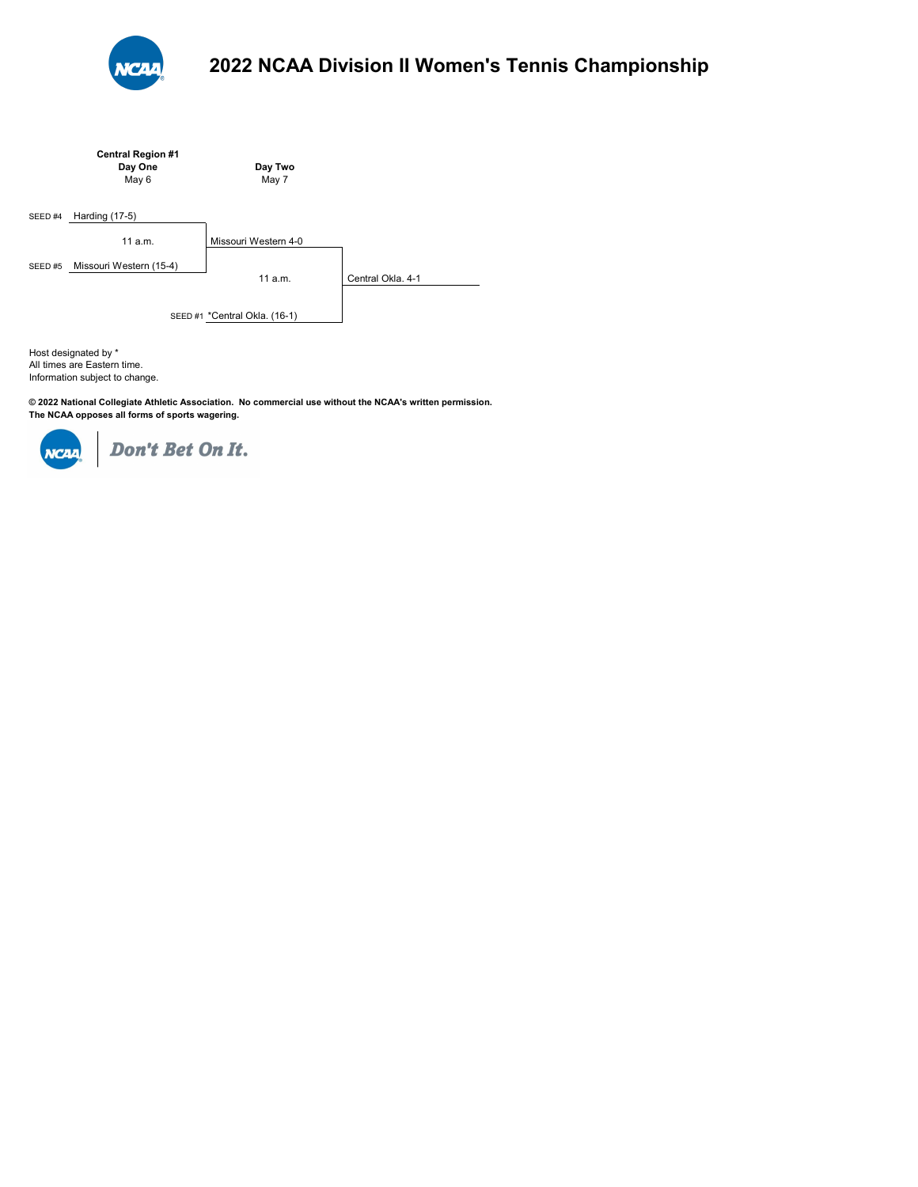# 2022 NCAA Division II Women's Tennis Championship

**Central Region #1**

| Day One (May 6) | Day Two (May 7) | |
|---|---|---|
| SEED #4 Harding (17-5) | | |
| 11 a.m. | Missouri Western 4-0 | |
| SEED #5 Missouri Western (15-4) | | |
| | 11 a.m. | Central Okla. 4-1 |
| | SEED #1 *Central Okla. (16-1) | |

Host designated by *
All times are Eastern time.
Information subject to change.

**© 2022 National Collegiate Athletic Association. No commercial use without the NCAA's written permission.**
**The NCAA opposes all forms of sports wagering.**

*Don't Bet On It.*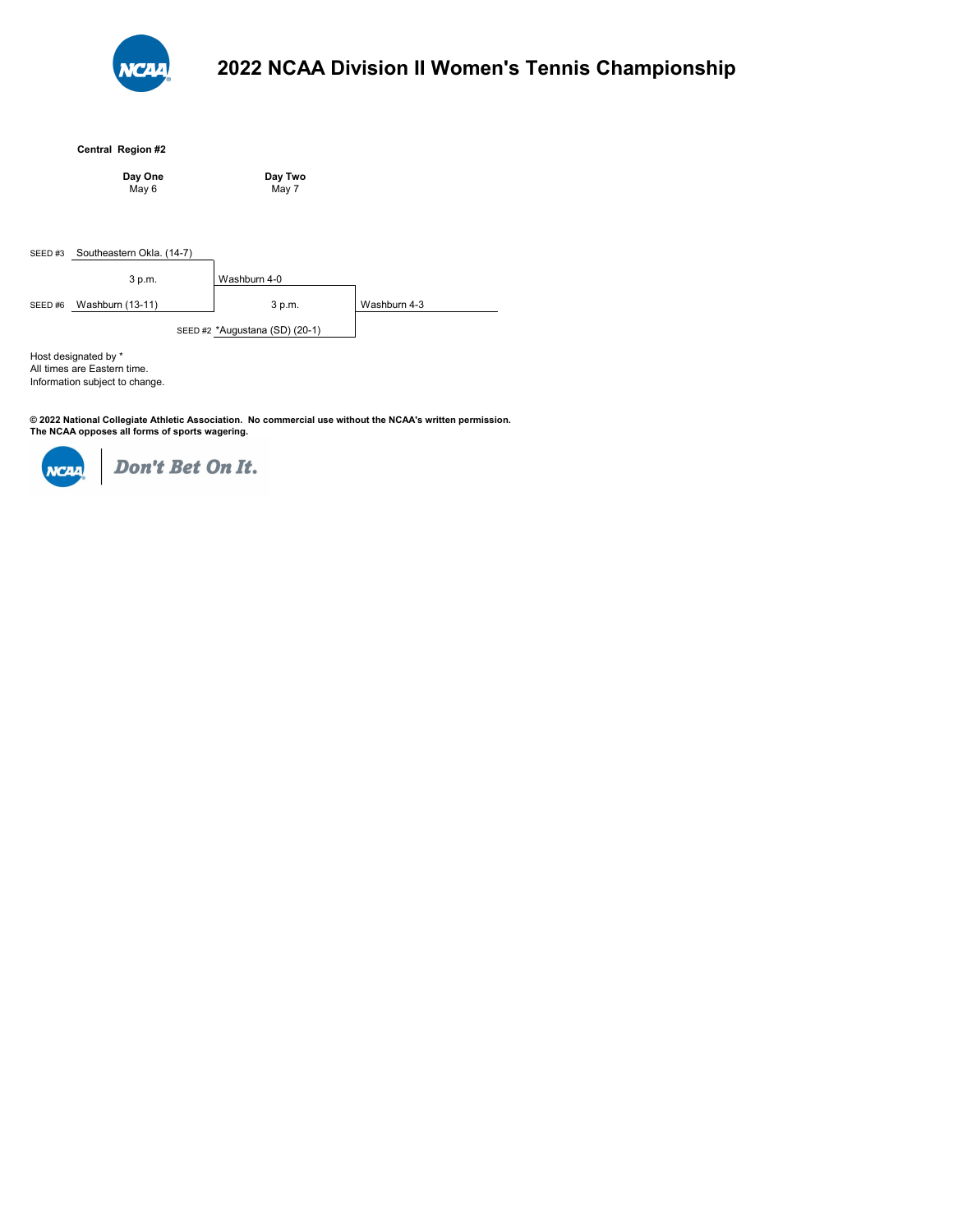# 2022 NCAA Division II Women's Tennis Championship

**Central Region #2**

| | Day One May 6 | Day Two May 7 | |
|---|---|---|---|
| SEED #3 | Southeastern Okla. (14-7) | | |
| | 3 p.m. | Washburn 4-0 | |
| SEED #6 | Washburn (13-11) | 3 p.m. | Washburn 4-3 |
| | SEED #2 | *Augustana (SD) (20-1) | |

Host designated by *
All times are Eastern time.
Information subject to change.

**© 2022 National Collegiate Athletic Association. No commercial use without the NCAA's written permission.**
**The NCAA opposes all forms of sports wagering.**

*Don't Bet On It.*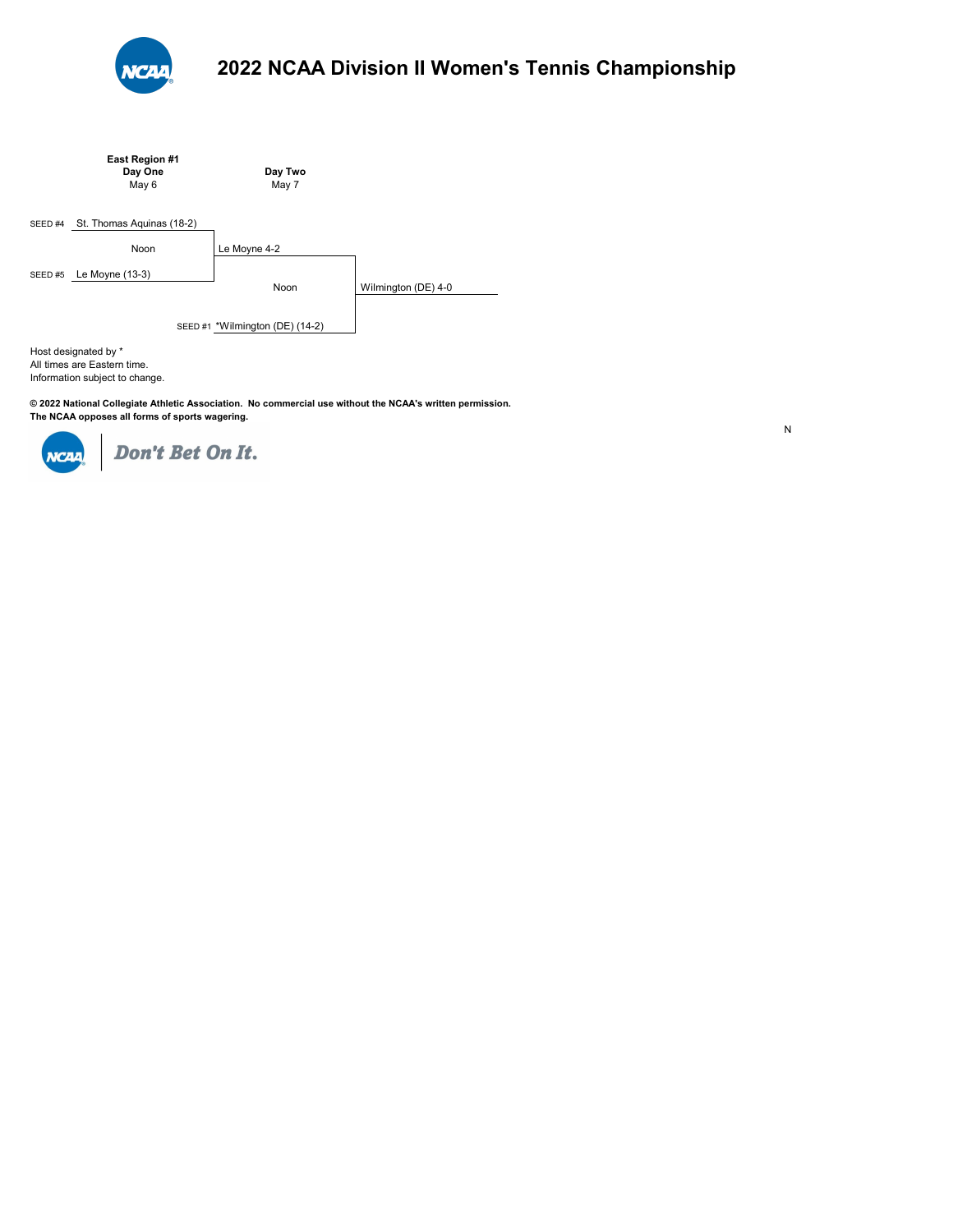# 2022 NCAA Division II Women's Tennis Championship

**East Region #1**

| **Day One** May 6 | **Day Two** May 7 | |
|---|---|---|
| SEED #4 St. Thomas Aquinas (18-2) | | |
| Noon | Le Moyne 4-2 | |
| SEED #5 Le Moyne (13-3) | | |
| | Noon | Wilmington (DE) 4-0 |
| | SEED #1 *Wilmington (DE) (14-2) | |

Host designated by *
All times are Eastern time.
Information subject to change.

**© 2022 National Collegiate Athletic Association. No commercial use without the NCAA's written permission.**
**The NCAA opposes all forms of sports wagering.**

Don't Bet On It.

N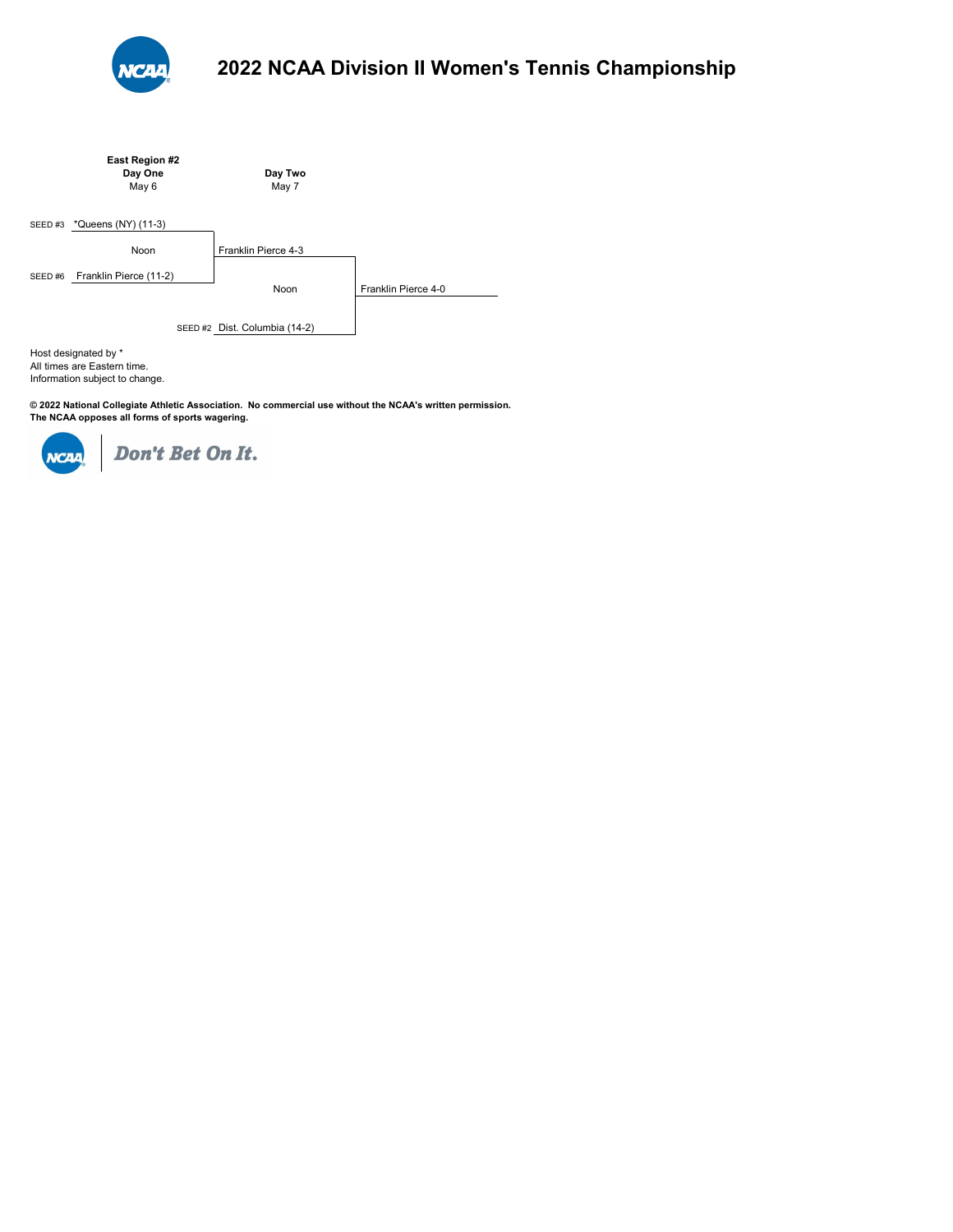# 2022 NCAA Division II Women's Tennis Championship

**East Region #2**

| Day One (May 6) | | Day Two (May 7) | |
|---|---|---|---|
| SEED #3 *Queens (NY) (11-3) | | | |
| Noon | Franklin Pierce 4-3 | | |
| SEED #6 Franklin Pierce (11-2) | | | |
| | | Noon | Franklin Pierce 4-0 |
| | SEED #2 Dist. Columbia (14-2) | | |

Host designated by *
All times are Eastern time.
Information subject to change.

**© 2022 National Collegiate Athletic Association. No commercial use without the NCAA's written permission.**
**The NCAA opposes all forms of sports wagering.**

Don't Bet On It.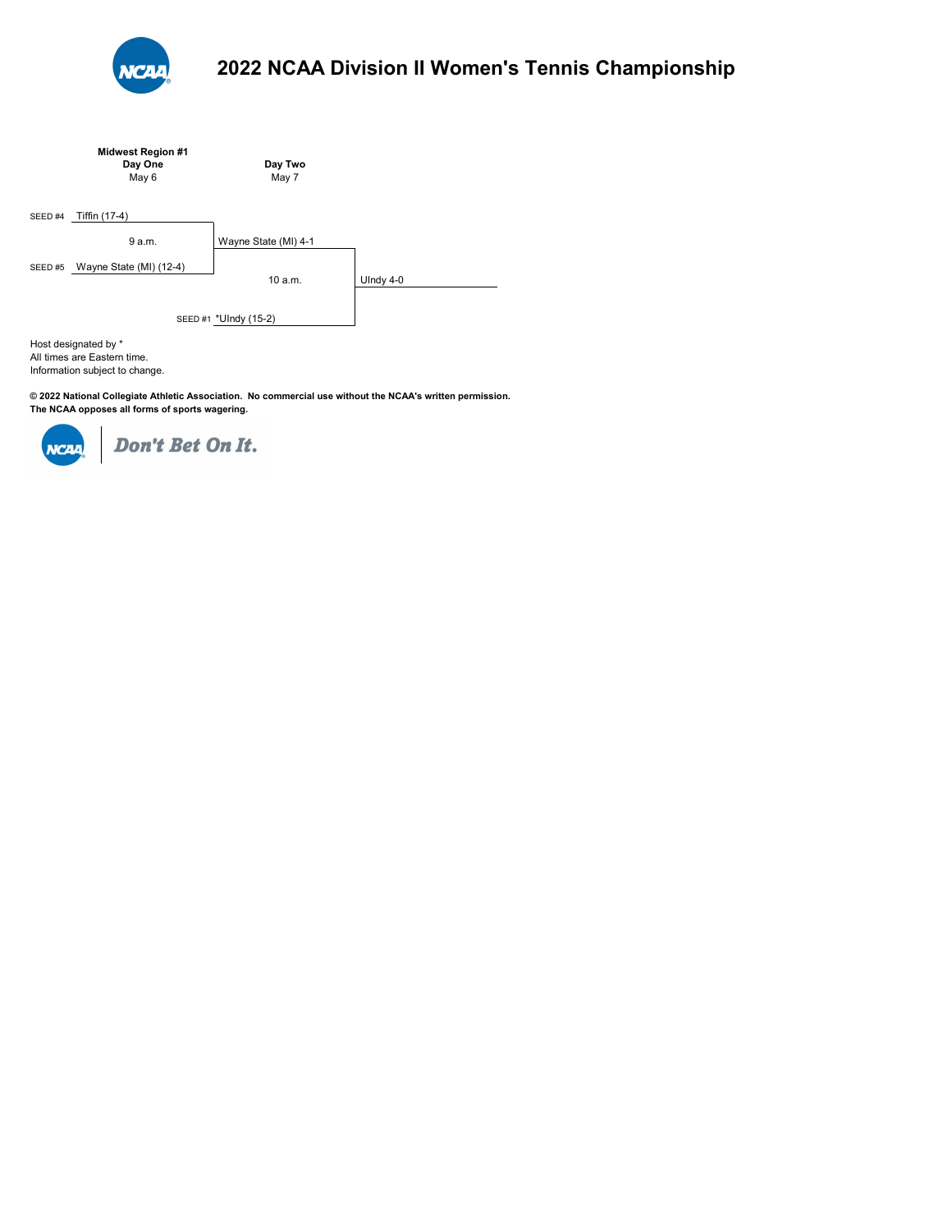# 2022 NCAA Division II Women's Tennis Championship

**Midwest Region #1**

| Day One (May 6) | Day Two (May 7) | |
|---|---|---|
| SEED #4 Tiffin (17-4) | | |
| 9 a.m. | Wayne State (MI) 4-1 | |
| SEED #5 Wayne State (MI) (12-4) | | |
| | 10 a.m. | UIndy 4-0 |
| | SEED #1 *UIndy (15-2) | |

Host designated by *
All times are Eastern time.
Information subject to change.

**© 2022 National Collegiate Athletic Association. No commercial use without the NCAA's written permission.**
**The NCAA opposes all forms of sports wagering.**

*Don't Bet On It.*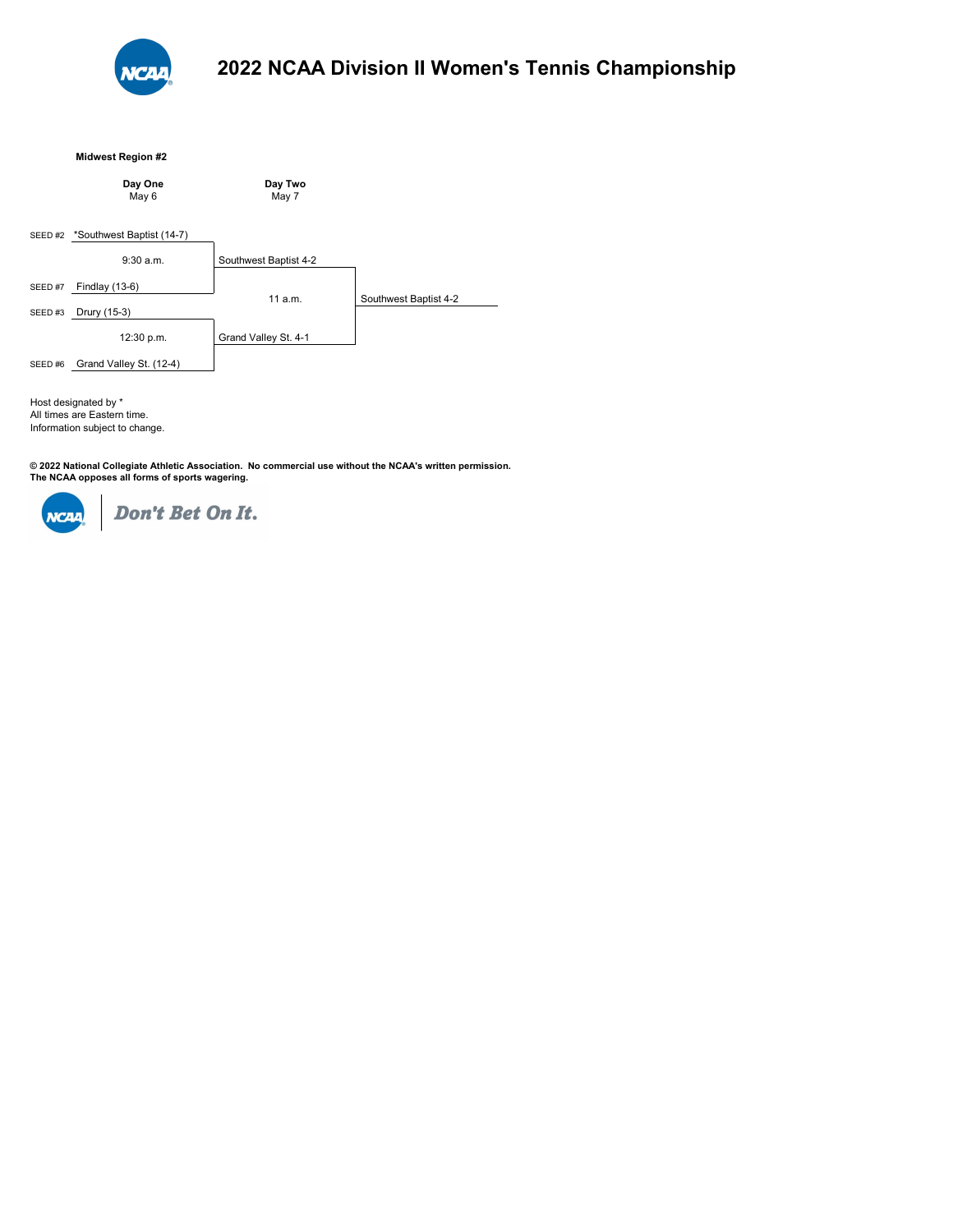# 2022 NCAA Division II Women's Tennis Championship

**Midwest Region #2**

| Seed | Day One<br>May 6 | Day Two<br>May 7 | |
|---|---|---|---|
| SEED #2 | *Southwest Baptist (14-7) | | |
| | 9:30 a.m. | Southwest Baptist 4-2 | |
| SEED #7 | Findlay (13-6) | | |
| | | 11 a.m. | Southwest Baptist 4-2 |
| SEED #3 | Drury (15-3) | | |
| | 12:30 p.m. | Grand Valley St. 4-1 | |
| SEED #6 | Grand Valley St. (12-4) | | |

Host designated by *
All times are Eastern time.
Information subject to change.

**© 2022 National Collegiate Athletic Association. No commercial use without the NCAA's written permission.**
**The NCAA opposes all forms of sports wagering.**

NCAA | *Don't Bet On It.*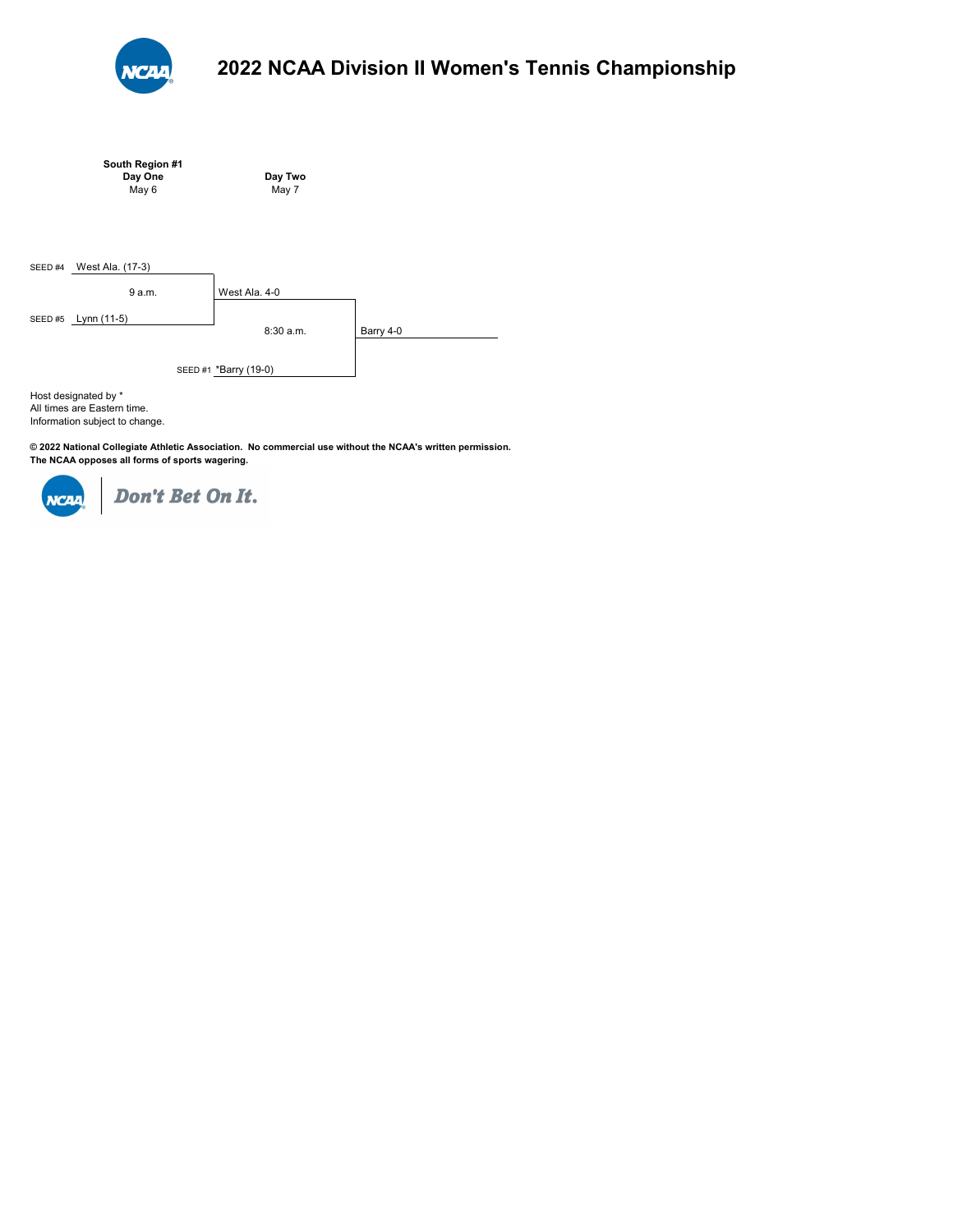# 2022 NCAA Division II Women's Tennis Championship

**South Region #1**

| **Day One** May 6 | **Day Two** May 7 | |
|---|---|---|
| SEED #4 West Ala. (17-3) | | |
| 9 a.m. | West Ala. 4-0 | |
| SEED #5 Lynn (11-5) | | |
| | 8:30 a.m. | Barry 4-0 |
| | SEED #1 *Barry (19-0) | |

Host designated by *
All times are Eastern time.
Information subject to change.

**© 2022 National Collegiate Athletic Association. No commercial use without the NCAA's written permission.**
**The NCAA opposes all forms of sports wagering.**

NCAA | *Don't Bet On It.*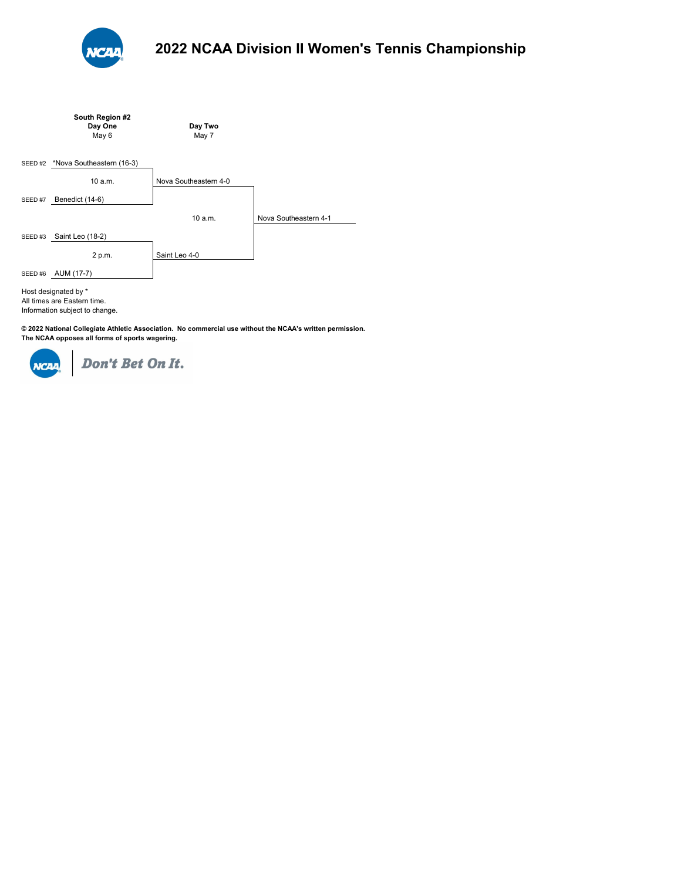# 2022 NCAA Division II Women's Tennis Championship

| South Region #2 Day One May 6 | | Day Two May 7 | |
|---|---|---|---|
| SEED #2 | *Nova Southeastern (16-3) | | |
| | 10 a.m. | Nova Southeastern 4-0 | |
| SEED #7 | Benedict (14-6) | | |
| | | 10 a.m. | Nova Southeastern 4-1 |
| SEED #3 | Saint Leo (18-2) | | |
| | 2 p.m. | Saint Leo 4-0 | |
| SEED #6 | AUM (17-7) | | |

Host designated by *
All times are Eastern time.
Information subject to change.

**© 2022 National Collegiate Athletic Association. No commercial use without the NCAA's written permission.**
**The NCAA opposes all forms of sports wagering.**

NCAA | *Don't Bet On It.*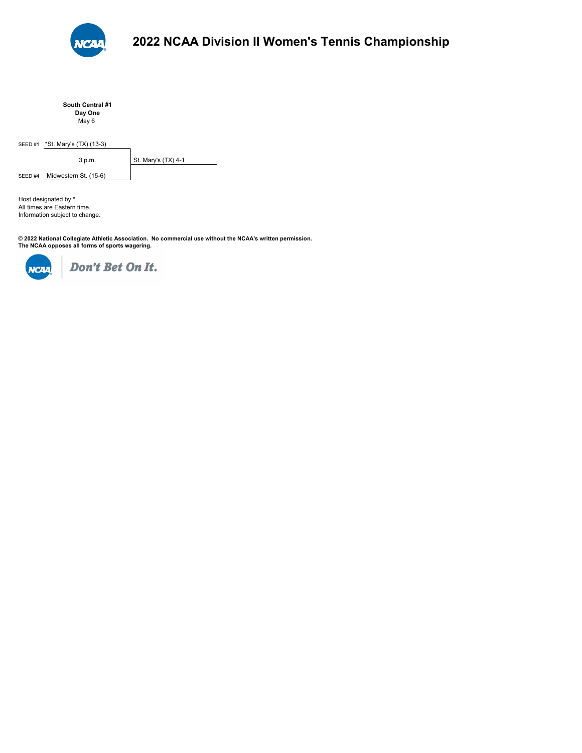# 2022 NCAA Division II Women's Tennis Championship

**South Central #1**
**Day One**
May 6

| Seed | Team | Time | Winner |
| --- | --- | --- | --- |
| SEED #1 | *St. Mary's (TX) (13-3) | 3 p.m. | St. Mary's (TX) 4-1 |
| SEED #4 | Midwestern St. (15-6) | | |

Host designated by *
All times are Eastern time.
Information subject to change.

**© 2022 National Collegiate Athletic Association. No commercial use without the NCAA's written permission.**
**The NCAA opposes all forms of sports wagering.**

NCAA | *Don't Bet On It.*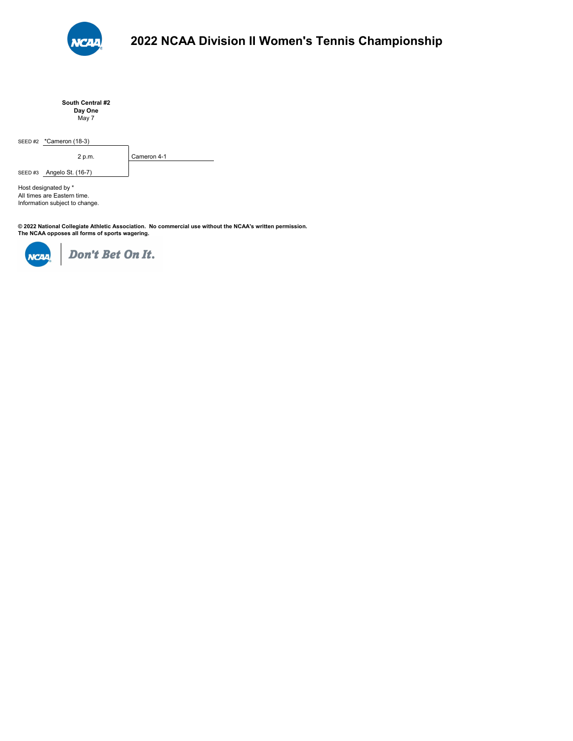# 2022 NCAA Division II Women's Tennis Championship

**South Central #2**
**Day One**
May 7

| Seed | Team | Time | Result |
|---|---|---|---|
| SEED #2 | *Cameron (18-3) | 2 p.m. | Cameron 4-1 |
| SEED #3 | Angelo St. (16-7) | | |

Host designated by *
All times are Eastern time.
Information subject to change.

**© 2022 National Collegiate Athletic Association. No commercial use without the NCAA's written permission.**
**The NCAA opposes all forms of sports wagering.**

*Don't Bet On It.*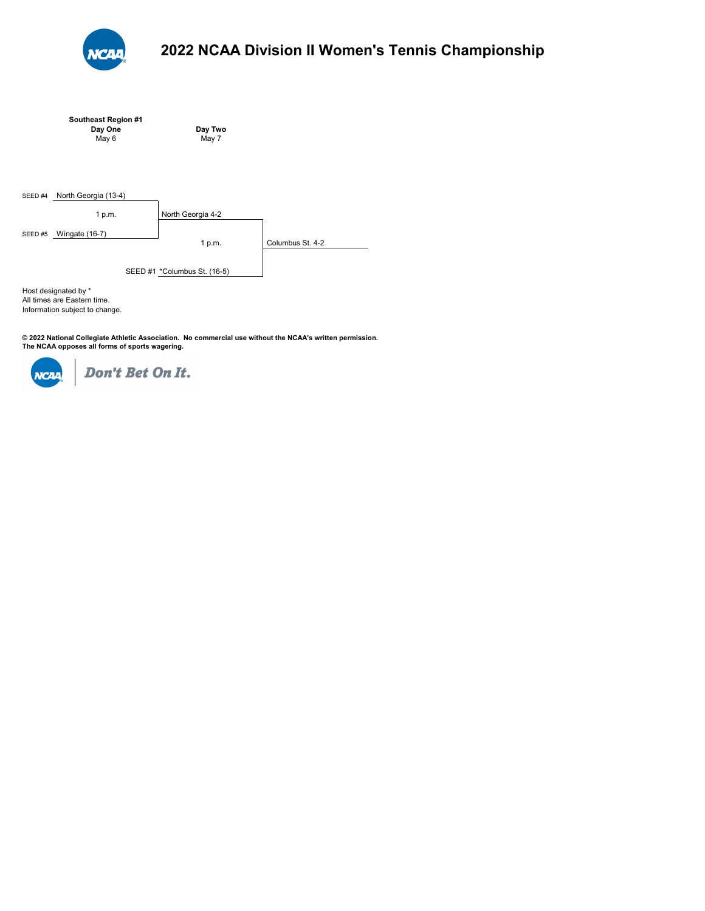# 2022 NCAA Division II Women's Tennis Championship

**Southeast Region #1**

| Day One<br>May 6 | Day Two<br>May 7 | |
|---|---|---|
| SEED #4 North Georgia (13-4) | | |
| 1 p.m. | North Georgia 4-2 | |
| SEED #5 Wingate (16-7) | | |
| | 1 p.m. | Columbus St. 4-2 |
| | SEED #1 *Columbus St. (16-5) | |

Host designated by *
All times are Eastern time.
Information subject to change.

**© 2022 National Collegiate Athletic Association. No commercial use without the NCAA's written permission.**
**The NCAA opposes all forms of sports wagering.**

*Don't Bet On It.*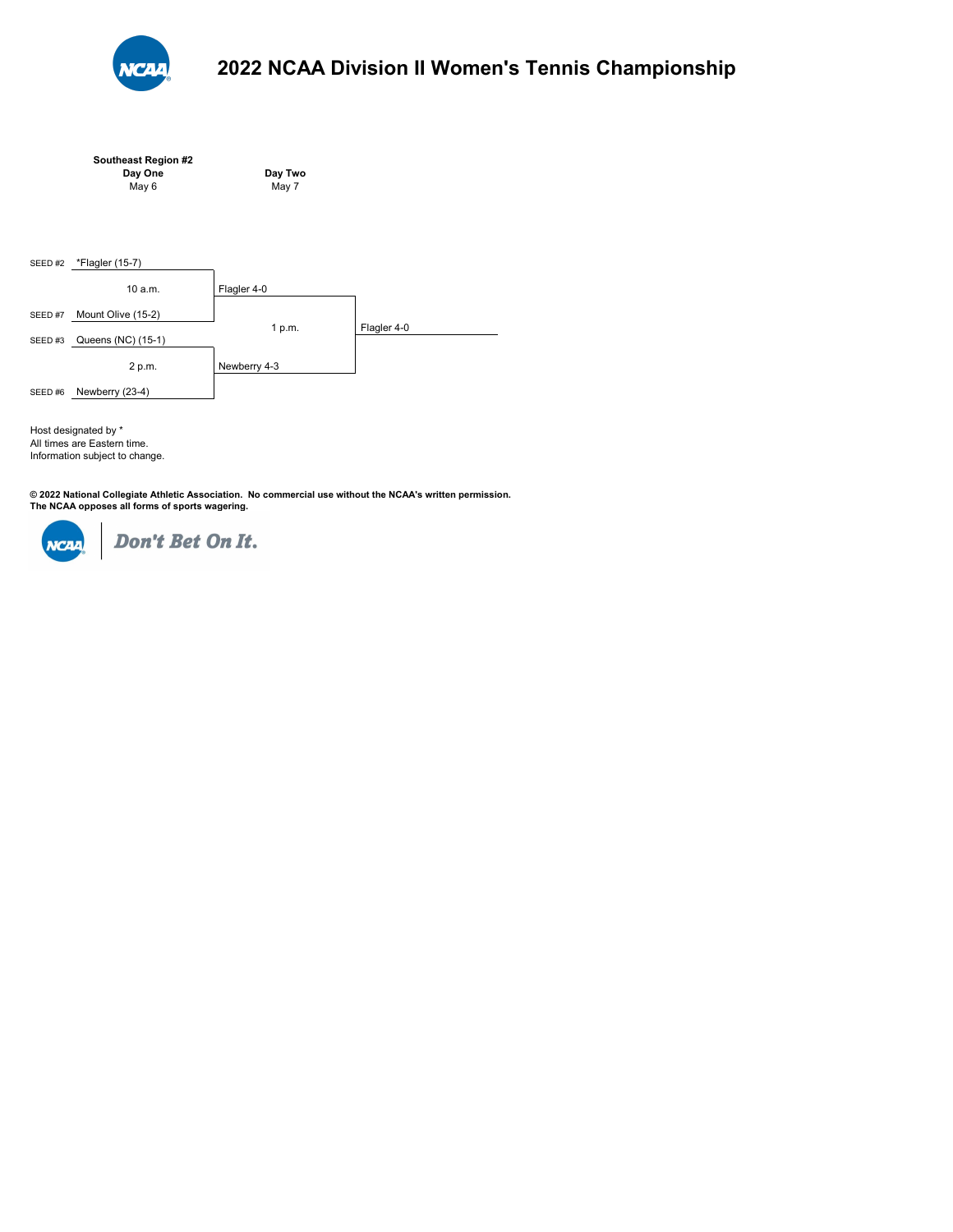# 2022 NCAA Division II Women's Tennis Championship

**Southeast Region #2**

| Day One (May 6) | | Day Two (May 7) | |
|---|---|---|---|
| SEED #2 *Flagler (15-7) | 10 a.m. | Flagler 4-0 | |
| SEED #7 Mount Olive (15-2) | | | 1 p.m. — Flagler 4-0 |
| SEED #3 Queens (NC) (15-1) | 2 p.m. | Newberry 4-3 | |
| SEED #6 Newberry (23-4) | | | |

Host designated by *
All times are Eastern time.
Information subject to change.

**© 2022 National Collegiate Athletic Association. No commercial use without the NCAA's written permission.**
**The NCAA opposes all forms of sports wagering.**

*Don't Bet On It.*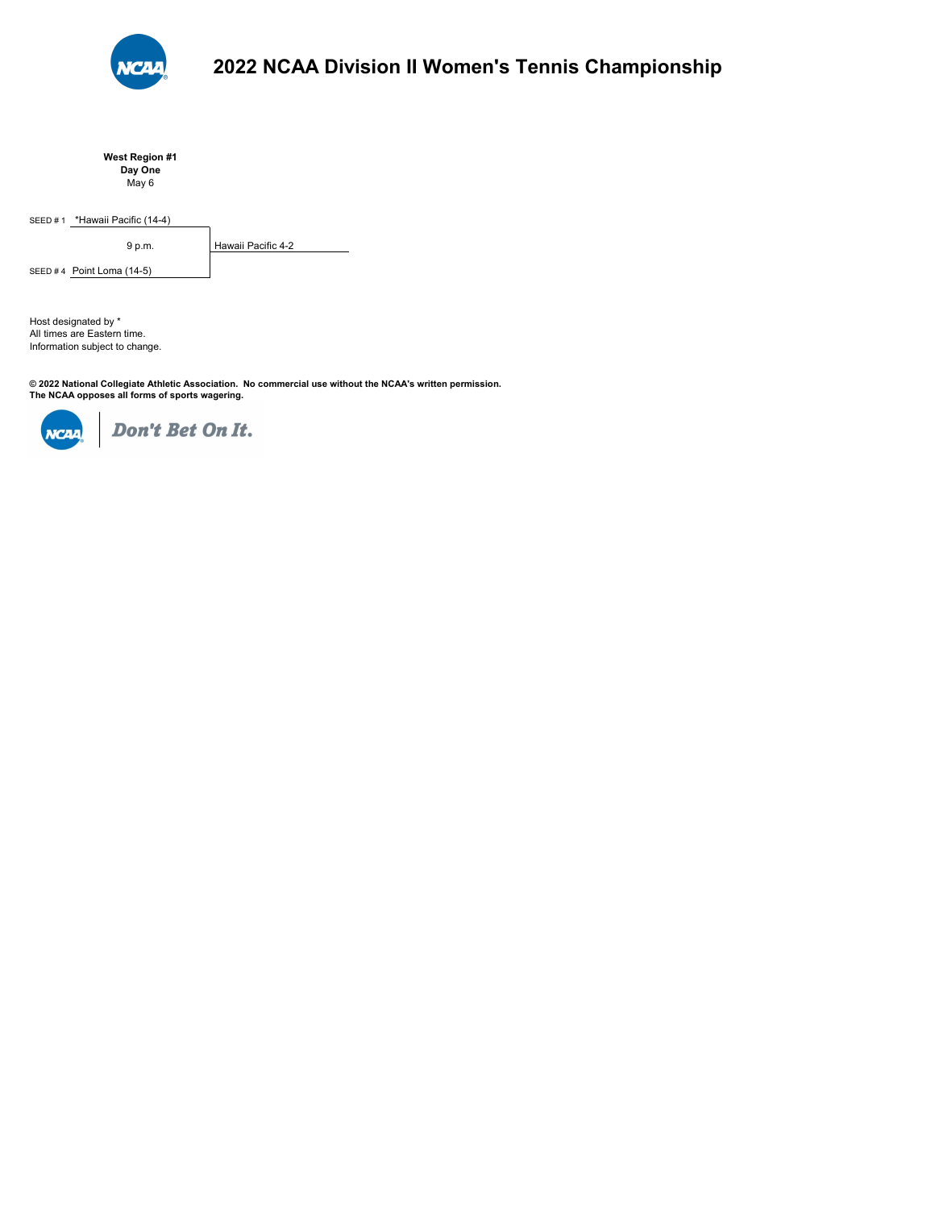# 2022 NCAA Division II Women's Tennis Championship

**West Region #1**
**Day One**
May 6

SEED # 1 *Hawaii Pacific (14-4)

9 p.m. — Hawaii Pacific 4-2

SEED # 4 Point Loma (14-5)

Host designated by *
All times are Eastern time.
Information subject to change.

**© 2022 National Collegiate Athletic Association. No commercial use without the NCAA's written permission.**
**The NCAA opposes all forms of sports wagering.**

*Don't Bet On It.*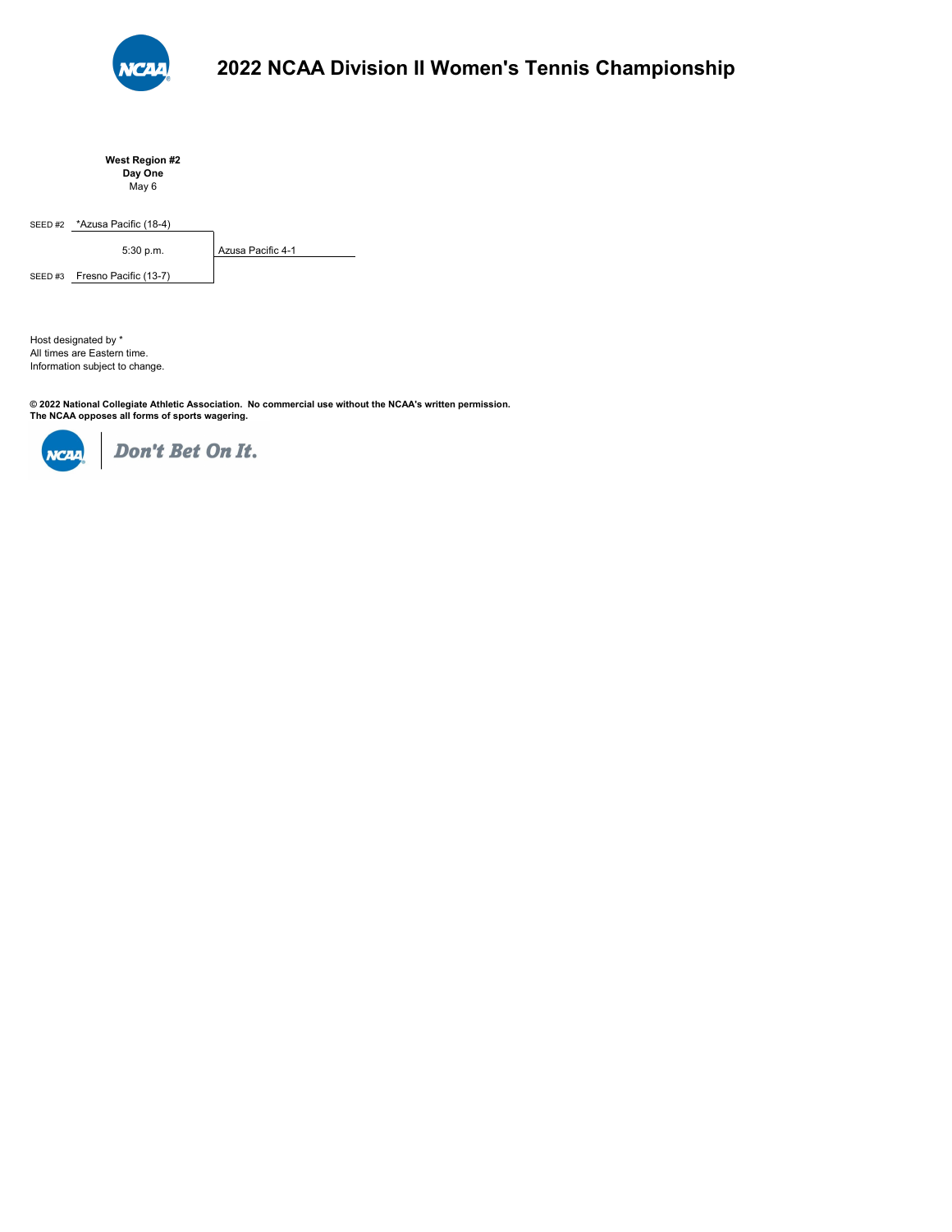# 2022 NCAA Division II Women's Tennis Championship

**West Region #2**
**Day One**
May 6

SEED #2 *Azusa Pacific (18-4)

5:30 p.m. — Azusa Pacific 4-1

SEED #3 Fresno Pacific (13-7)

Host designated by *
All times are Eastern time.
Information subject to change.

**© 2022 National Collegiate Athletic Association. No commercial use without the NCAA's written permission.**
**The NCAA opposes all forms of sports wagering.**

NCAA | *Don't Bet On It.*